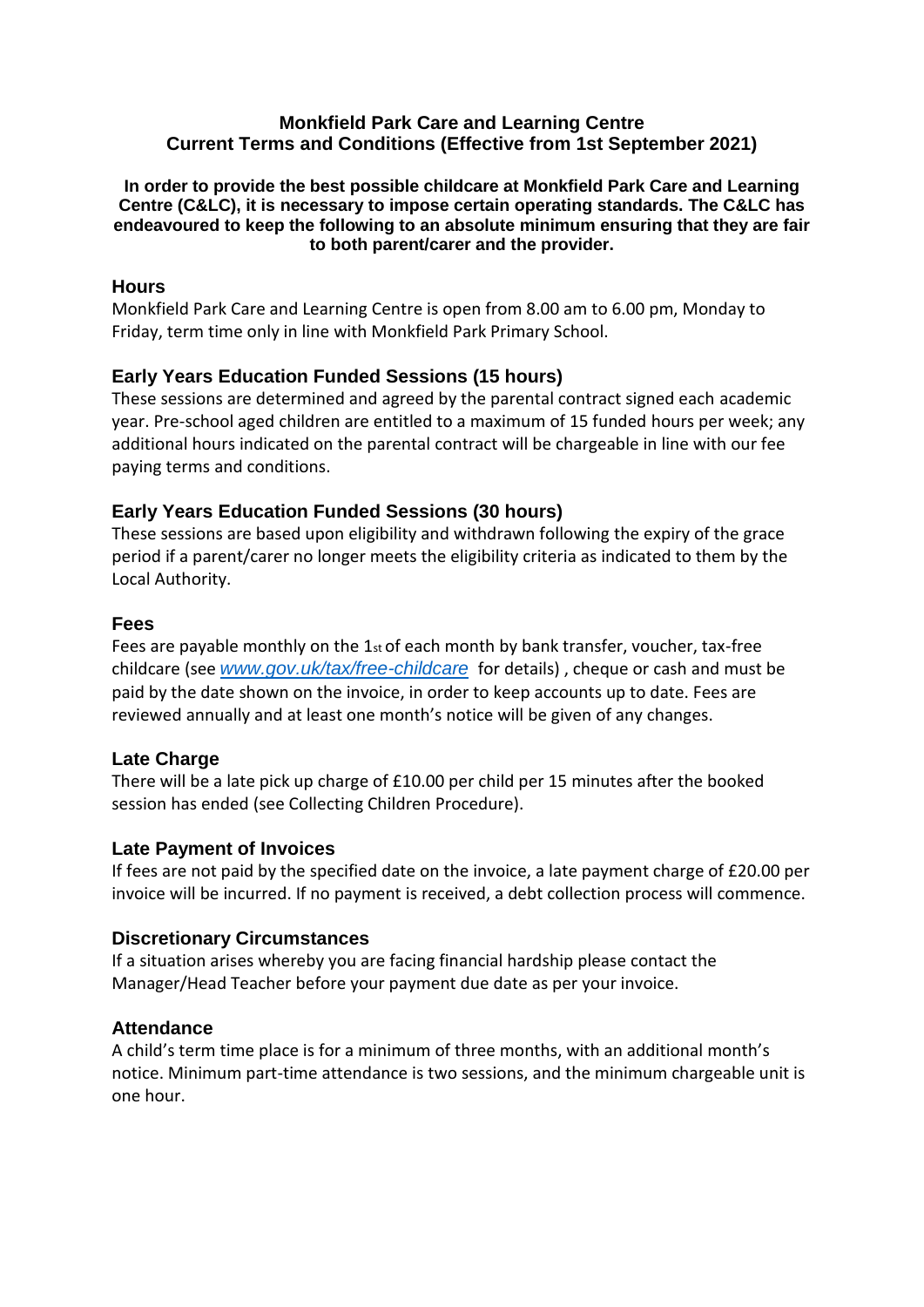# Monkfield Park Care and Learning Centre
## Current Terms and Conditions (Effective from 1st September 2021)

**In order to provide the best possible childcare at Monkfield Park Care and Learning Centre (C&LC), it is necessary to impose certain operating standards. The C&LC has endeavoured to keep the following to an absolute minimum ensuring that they are fair to both parent/carer and the provider.**

### Hours

Monkfield Park Care and Learning Centre is open from 8.00 am to 6.00 pm, Monday to Friday, term time only in line with Monkfield Park Primary School.

### Early Years Education Funded Sessions (15 hours)

These sessions are determined and agreed by the parental contract signed each academic year. Pre-school aged children are entitled to a maximum of 15 funded hours per week; any additional hours indicated on the parental contract will be chargeable in line with our fee paying terms and conditions.

### Early Years Education Funded Sessions (30 hours)

These sessions are based upon eligibility and withdrawn following the expiry of the grace period if a parent/carer no longer meets the eligibility criteria as indicated to them by the Local Authority.

### Fees

Fees are payable monthly on the 1st of each month by bank transfer, voucher, tax-free childcare (see *www.gov.uk/tax/free-childcare* for details) , cheque or cash and must be paid by the date shown on the invoice, in order to keep accounts up to date. Fees are reviewed annually and at least one month's notice will be given of any changes.

### Late Charge

There will be a late pick up charge of £10.00 per child per 15 minutes after the booked session has ended (see Collecting Children Procedure).

### Late Payment of Invoices

If fees are not paid by the specified date on the invoice, a late payment charge of £20.00 per invoice will be incurred. If no payment is received, a debt collection process will commence.

### Discretionary Circumstances

If a situation arises whereby you are facing financial hardship please contact the Manager/Head Teacher before your payment due date as per your invoice.

### Attendance

A child's term time place is for a minimum of three months, with an additional month's notice. Minimum part-time attendance is two sessions, and the minimum chargeable unit is one hour.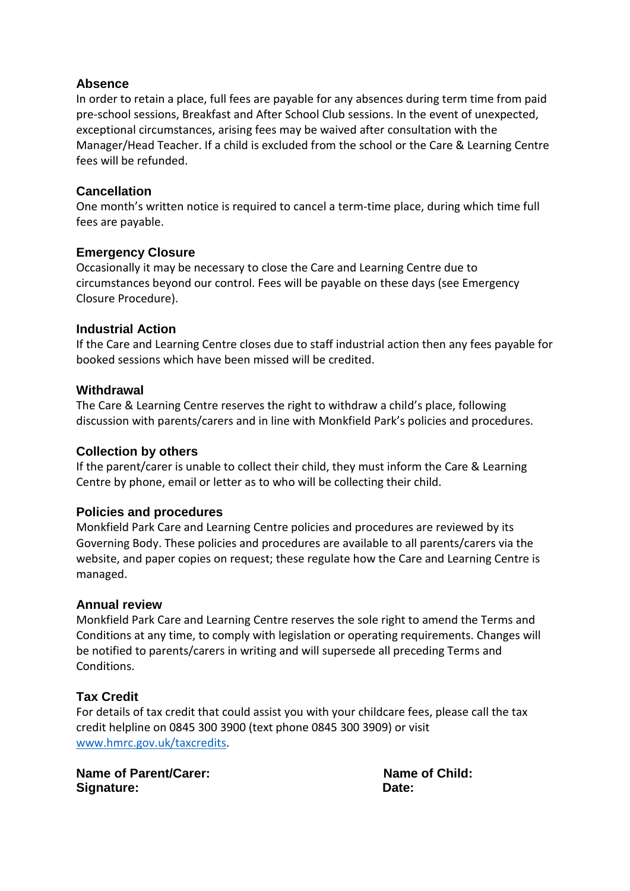### Absence

In order to retain a place, full fees are payable for any absences during term time from paid pre-school sessions, Breakfast and After School Club sessions. In the event of unexpected, exceptional circumstances, arising fees may be waived after consultation with the Manager/Head Teacher. If a child is excluded from the school or the Care & Learning Centre fees will be refunded.

### Cancellation

One month's written notice is required to cancel a term-time place, during which time full fees are payable.

### Emergency Closure

Occasionally it may be necessary to close the Care and Learning Centre due to circumstances beyond our control. Fees will be payable on these days (see Emergency Closure Procedure).

### Industrial Action

If the Care and Learning Centre closes due to staff industrial action then any fees payable for booked sessions which have been missed will be credited.

### Withdrawal

The Care & Learning Centre reserves the right to withdraw a child's place, following discussion with parents/carers and in line with Monkfield Park's policies and procedures.

### Collection by others

If the parent/carer is unable to collect their child, they must inform the Care & Learning Centre by phone, email or letter as to who will be collecting their child.

### Policies and procedures

Monkfield Park Care and Learning Centre policies and procedures are reviewed by its Governing Body. These policies and procedures are available to all parents/carers via the website, and paper copies on request; these regulate how the Care and Learning Centre is managed.

### Annual review

Monkfield Park Care and Learning Centre reserves the sole right to amend the Terms and Conditions at any time, to comply with legislation or operating requirements. Changes will be notified to parents/carers in writing and will supersede all preceding Terms and Conditions.

### Tax Credit

For details of tax credit that could assist you with your childcare fees, please call the tax credit helpline on 0845 300 3900 (text phone 0845 300 3909) or visit [www.hmrc.gov.uk/taxcredits](http://www.hmrc.gov.uk/taxcredits).

**Name of Parent/Carer:** **Name of Child:**

**Signature:** **Date:**